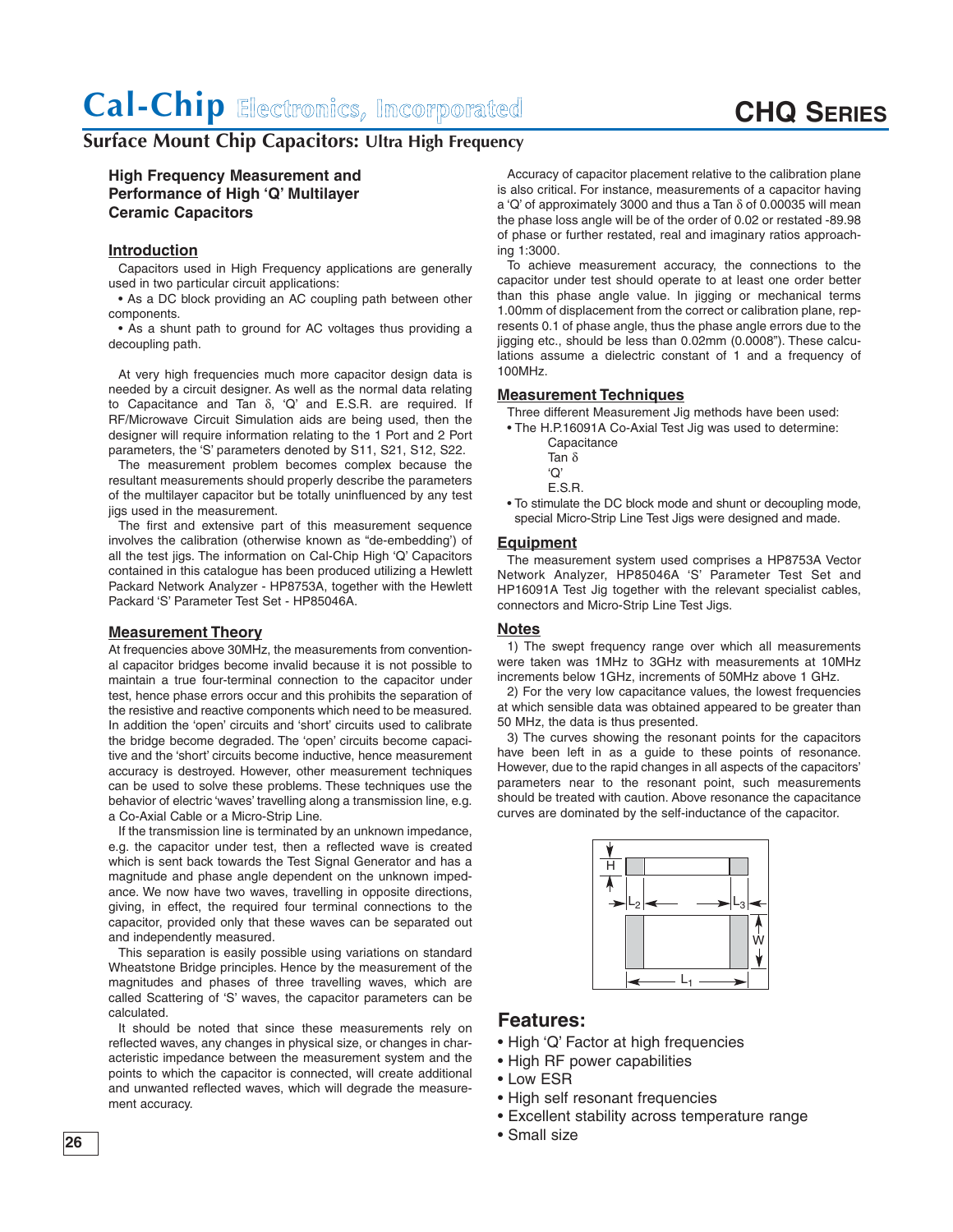# Cal-Chip Electronics, Incorporated

# CHQ Series

## Surface Mount Chip Capacitors: Ultra High Frequency

### High Frequency Measurement and Performance of High 'Q' Multilayer Ceramic Capacitors

#### Introduction

Capacitors used in High Frequency applications are generally used in two particular circuit applications:

- As a DC block providing an AC coupling path between other components.
- As a shunt path to ground for AC voltages thus providing a decoupling path.

At very high frequencies much more capacitor design data is needed by a circuit designer. As well as the normal data relating to Capacitance and Tan δ, 'Q' and E.S.R. are required. If RF/Microwave Circuit Simulation aids are being used, then the designer will require information relating to the 1 Port and 2 Port parameters, the 'S' parameters denoted by S11, S21, S12, S22.

The measurement problem becomes complex because the resultant measurements should properly describe the parameters of the multilayer capacitor but be totally uninfluenced by any test jigs used in the measurement.

The first and extensive part of this measurement sequence involves the calibration (otherwise known as "de-embedding') of all the test jigs. The information on Cal-Chip High 'Q' Capacitors contained in this catalogue has been produced utilizing a Hewlett Packard Network Analyzer - HP8753A, together with the Hewlett Packard 'S' Parameter Test Set - HP85046A.

#### Measurement Theory

At frequencies above 30MHz, the measurements from conventional capacitor bridges become invalid because it is not possible to maintain a true four-terminal connection to the capacitor under test, hence phase errors occur and this prohibits the separation of the resistive and reactive components which need to be measured. In addition the 'open' circuits and 'short' circuits used to calibrate the bridge become degraded. The 'open' circuits become capacitive and the 'short' circuits become inductive, hence measurement accuracy is destroyed. However, other measurement techniques can be used to solve these problems. These techniques use the behavior of electric 'waves' travelling along a transmission line, e.g. a Co-Axial Cable or a Micro-Strip Line.

If the transmission line is terminated by an unknown impedance, e.g. the capacitor under test, then a reflected wave is created which is sent back towards the Test Signal Generator and has a magnitude and phase angle dependent on the unknown impedance. We now have two waves, travelling in opposite directions, giving, in effect, the required four terminal connections to the capacitor, provided only that these waves can be separated out and independently measured.

This separation is easily possible using variations on standard Wheatstone Bridge principles. Hence by the measurement of the magnitudes and phases of three travelling waves, which are called Scattering of 'S' waves, the capacitor parameters can be calculated.

It should be noted that since these measurements rely on reflected waves, any changes in physical size, or changes in characteristic impedance between the measurement system and the points to which the capacitor is connected, will create additional and unwanted reflected waves, which will degrade the measurement accuracy.

Accuracy of capacitor placement relative to the calibration plane is also critical. For instance, measurements of a capacitor having a 'Q' of approximately 3000 and thus a Tan δ of 0.00035 will mean the phase loss angle will be of the order of 0.02 or restated -89.98 of phase or further restated, real and imaginary ratios approaching 1:3000.

To achieve measurement accuracy, the connections to the capacitor under test should operate to at least one order better than this phase angle value. In jigging or mechanical terms 1.00mm of displacement from the correct or calibration plane, represents 0.1 of phase angle, thus the phase angle errors due to the jigging etc., should be less than 0.02mm (0.0008"). These calculations assume a dielectric constant of 1 and a frequency of 100MHz.

#### Measurement Techniques

Three different Measurement Jig methods have been used:

- The H.P.16091A Co-Axial Test Jig was used to determine:
  - Capacitance
  - Tan δ
  - 'Q'
  - E.S.R.
- To stimulate the DC block mode and shunt or decoupling mode, special Micro-Strip Line Test Jigs were designed and made.

#### Equipment

The measurement system used comprises a HP8753A Vector Network Analyzer, HP85046A 'S' Parameter Test Set and HP16091A Test Jig together with the relevant specialist cables, connectors and Micro-Strip Line Test Jigs.

#### Notes

1) The swept frequency range over which all measurements were taken was 1MHz to 3GHz with measurements at 10MHz increments below 1GHz, increments of 50MHz above 1 GHz.

2) For the very low capacitance values, the lowest frequencies at which sensible data was obtained appeared to be greater than 50 MHz, the data is thus presented.

3) The curves showing the resonant points for the capacitors have been left in as a guide to these points of resonance. However, due to the rapid changes in all aspects of the capacitors' parameters near to the resonant point, such measurements should be treated with caution. Above resonance the capacitance curves are dominated by the self-inductance of the capacitor.

H, $L_2$, $L_3$, W, $L_1$

### Features:

- High 'Q' Factor at high frequencies
- High RF power capabilities
- Low ESR
- High self resonant frequencies
- Excellent stability across temperature range
- Small size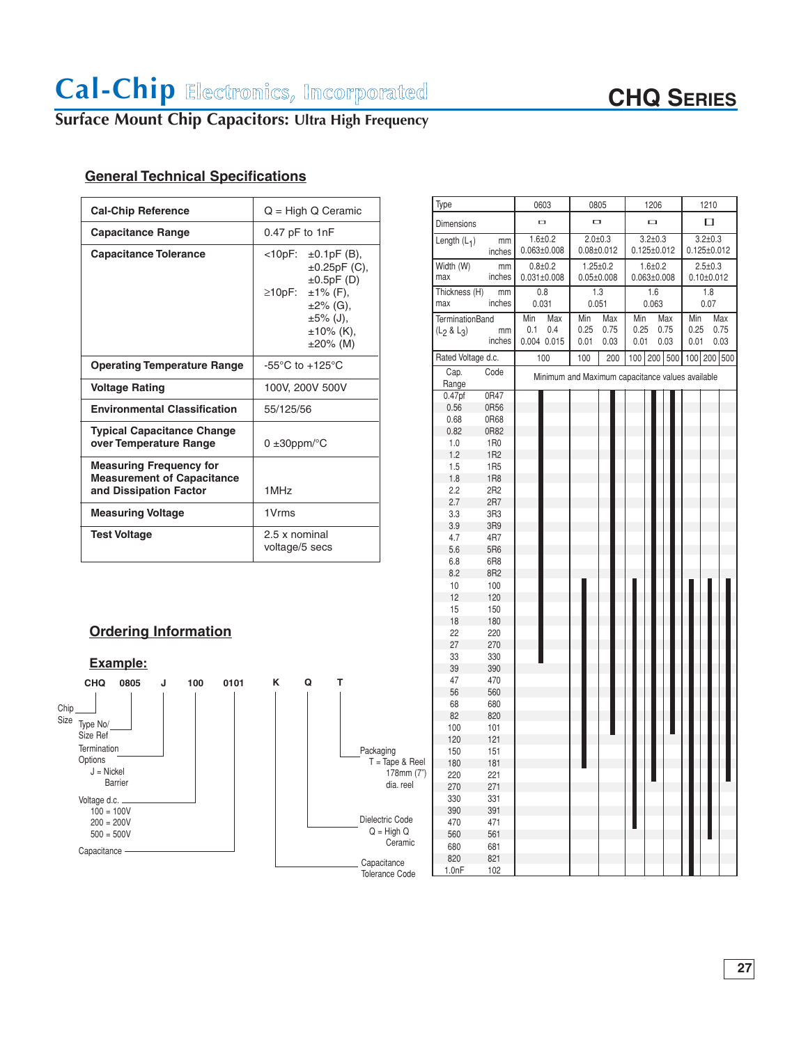# Cal-Chip Electronics, Incorporated

## CHQ Series

### Surface Mount Chip Capacitors: Ultra High Frequency

## General Technical Specifications

| | |
|---|---|
| **Cal-Chip Reference** | Q = High Q Ceramic |
| **Capacitance Range** | 0.47 pF to 1nF |
| **Capacitance Tolerance** | <10pF: ±0.1pF (B), ±0.25pF (C), ±0.5pF (D)<br>≥10pF: ±1% (F), ±2% (G), ±5% (J), ±10% (K), ±20% (M) |
| **Operating Temperature Range** | -55°C to +125°C |
| **Voltage Rating** | 100V, 200V 500V |
| **Environmental Classification** | 55/125/56 |
| **Typical Capacitance Change over Temperature Range** | 0 ±30ppm/°C |
| **Measuring Frequency for Measurement of Capacitance and Dissipation Factor** | 1MHz |
| **Measuring Voltage** | 1Vrms |
| **Test Voltage** | 2.5 x nominal voltage/5 secs |

| Type | | 0603 | 0805 | 1206 | 1210 |
|---|---|---|---|---|---|
| Length ($L_1$) | mm | 1.6±0.2 | 2.0±0.3 | 3.2±0.3 | 3.2±0.3 |
| | inches | 0.063±0.008 | 0.08±0.012 | 0.125±0.012 | 0.125±0.012 |
| Width (W) max | mm | 0.8±0.2 | 1.25±0.2 | 1.6±0.2 | 2.5±0.3 |
| | inches | 0.031±0.008 | 0.05±0.008 | 0.063±0.008 | 0.10±0.012 |
| Thickness (H) max | mm | 0.8 | 1.3 | 1.6 | 1.8 |
| | inches | 0.031 | 0.051 | 0.063 | 0.07 |
| TerminationBand ($L_2$ & $L_3$) | | Min / Max | Min / Max | Min / Max | Min / Max |
| | mm | 0.1 / 0.4 | 0.25 / 0.75 | 0.25 / 0.75 | 0.25 / 0.75 |
| | inches | 0.004 / 0.015 | 0.01 / 0.03 | 0.01 / 0.03 | 0.01 / 0.03 |
| Rated Voltage d.c. | | 100 | 100 / 200 | 100 / 200 / 500 | 100 / 200 / 500 |

Minimum and Maximum capacitance values available:

| Cap. Range | Code | 0603 100V | 0805 100V | 0805 200V | 1206 100V | 1206 200V | 1206 500V | 1210 100V | 1210 200V | 1210 500V |
|---|---|---|---|---|---|---|---|---|---|---|
| Min | | 0.47pf (0R47) | 10 (100) | 0.47pf (0R47) | 10 (100) | 0.47pf (0R47) | 0.47pf (0R47) | 10 (100) | 10 (100) | 10 (100) |
| Max | | 33 (330) | 180 (181) | 100 (101) | 470 (471) | 100 (101) | 100 (101) | 1.0nF (102) | 560 (561) | 220 (221) |

Capacitance values: 0.47pf (0R47), 0.56 (0R56), 0.68 (0R68), 0.82 (0R82), 1.0 (1R0), 1.2 (1R2), 1.5 (1R5), 1.8 (1R8), 2.2 (2R2), 2.7 (2R7), 3.3 (3R3), 3.9 (3R9), 4.7 (4R7), 5.6 (5R6), 6.8 (6R8), 8.2 (8R2), 10 (100), 12 (120), 15 (150), 18 (180), 22 (220), 27 (270), 33 (330), 39 (390), 47 (470), 56 (560), 68 (680), 82 (820), 100 (101), 120 (121), 150 (151), 180 (181), 220 (221), 270 (271), 330 (331), 390 (391), 470 (471), 560 (561), 680 (681), 820 (821), 1.0nF (102)

## Ordering Information

### Example:

**CHQ 0805 J 100 0101 K Q T**

- **CHQ** — Chip Size
- **0805** — Type No/Size Ref
- **J** — Termination Options: J = Nickel Barrier
- **100** — Voltage d.c.: 100 = 100V, 200 = 200V, 500 = 500V
- **0101** — Capacitance
- **K** — Capacitance Tolerance Code
- **Q** — Dielectric Code: Q = High Q Ceramic
- **T** — Packaging: T = Tape & Reel 178mm (7") dia. reel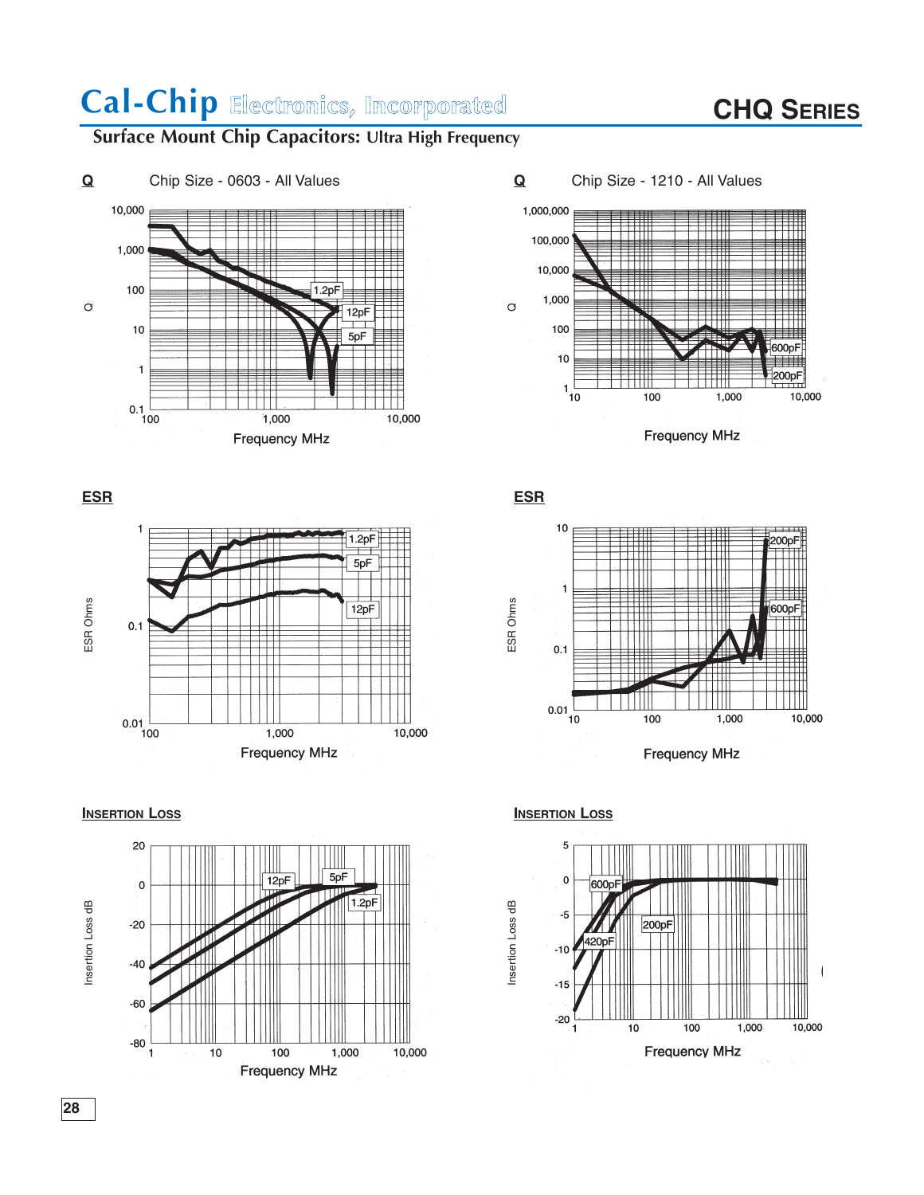# Cal-Chip Electronics, Incorporated

## CHQ Series

### Surface Mount Chip Capacitors: Ultra High Frequency

**Q** — Chip Size - 0603 - All Values

Q (0.1 – 10,000) vs. Frequency MHz (100 – 10,000); curves: 1.2pF, 12pF, 5pF

**Q** — Chip Size - 1210 - All Values

Q (1 – 1,000,000) vs. Frequency MHz (10 – 10,000); curves: 600pF, 200pF

**ESR**

ESR Ohms (0.01 – 1) vs. Frequency MHz (100 – 10,000); curves: 1.2pF, 5pF, 12pF

**ESR**

ESR Ohms (0.01 – 10) vs. Frequency MHz (10 – 10,000); curves: 200pF, 600pF

**Insertion Loss**

Insertion Loss dB (-80 – 20) vs. Frequency MHz (1 – 10,000); curves: 12pF, 5pF, 1.2pF

**Insertion Loss**

Insertion Loss dB (-20 – 5) vs. Frequency MHz (1 – 10,000); curves: 600pF, 200pF, 420pF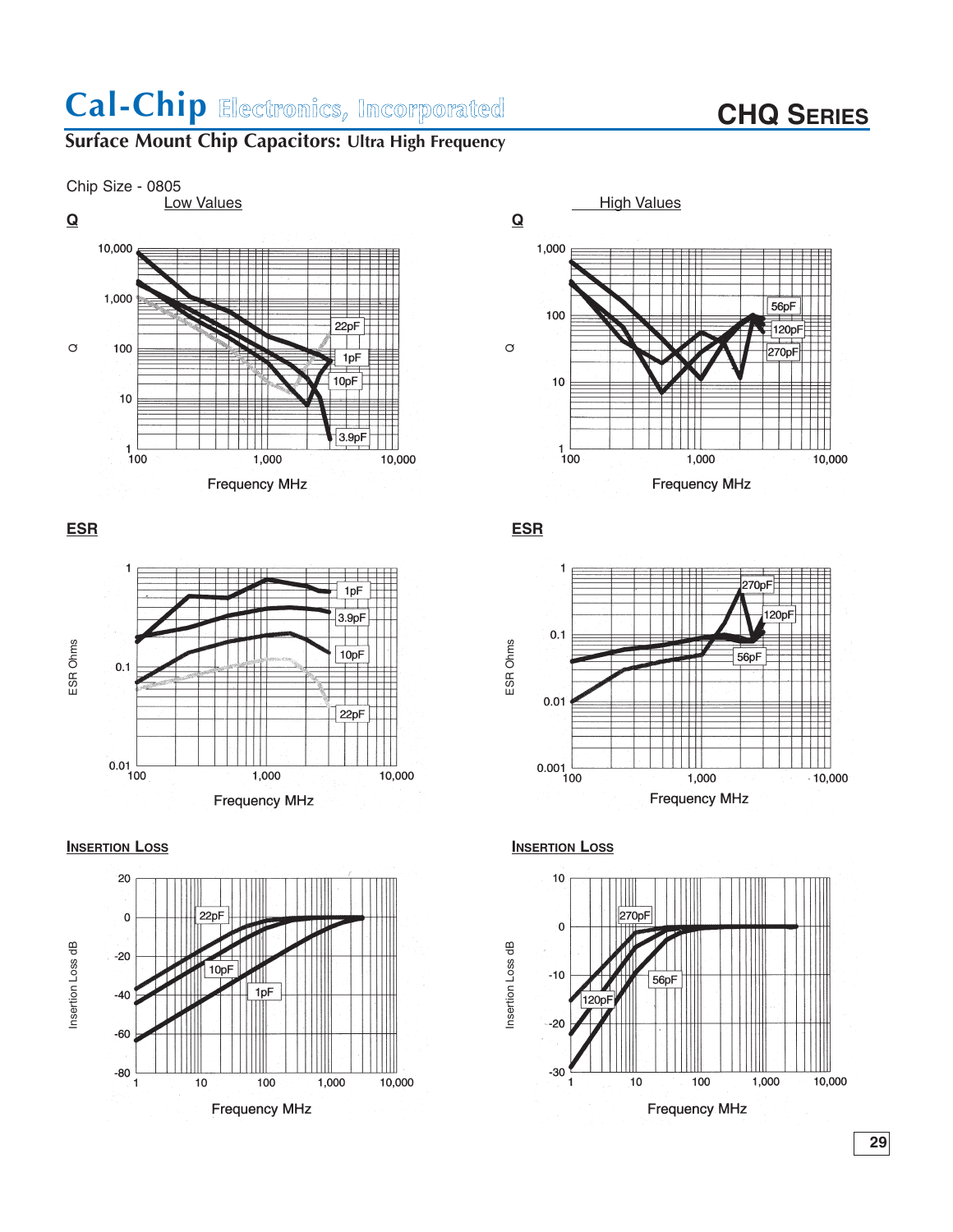# Cal-Chip Electronics, Incorporated

## CHQ Series

### Surface Mount Chip Capacitors: Ultra High Frequency

Chip Size - 0805

Low Values

**Q**

Q

10,000
1,000
100
10
1

100 1,000 10,000

Frequency MHz

22pF
1pF
10pF
3.9pF

High Values

**Q**

Q

1,000
100
10
1

100 1,000 10,000

Frequency MHz

56pF
120pF
270pF

**ESR**

ESR Ohms

1
0.1
0.01

100 1,000 10,000

Frequency MHz

1pF
3.9pF
10pF
22pF

**ESR**

ESR Ohms

1
0.1
0.01
0.001

100 1,000 10,000

Frequency MHz

270pF
120pF
56pF

**Insertion Loss**

Insertion Loss dB

20
0
-20
-40
-60
-80

1 10 100 1,000 10,000

Frequency MHz

22pF
10pF
1pF

**Insertion Loss**

Insertion Loss dB

10
0
-10
-20
-30

1 10 100 1,000 10,000

Frequency MHz

270pF
56pF
120pF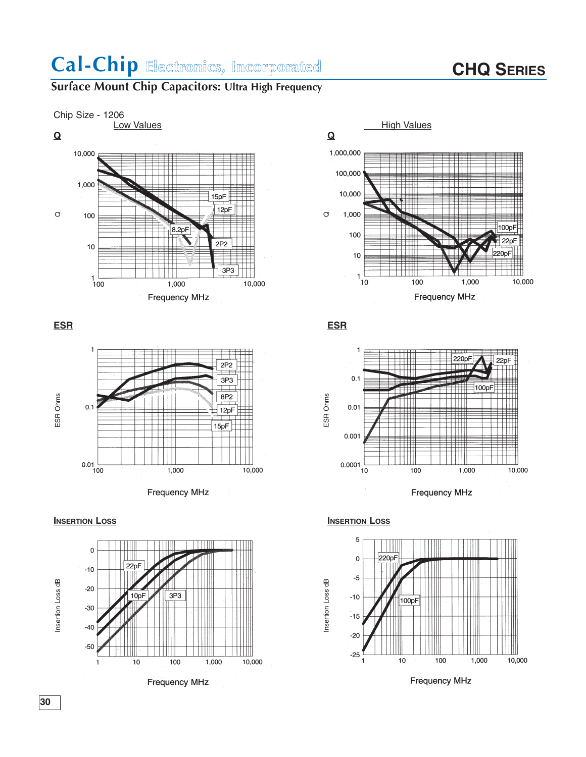# Cal-Chip Electronics, Incorporated

## CHQ SERIES

### Surface Mount Chip Capacitors: Ultra High Frequency

Chip Size - 1206

Low Values

**Q**

10,000
1,000
100
10
1
Q
100
1,000
10,000
Frequency MHz
15pF
12pF
8.2pF
2P2
3P3

High Values

**Q**

1,000,000
100,000
10,000
1,000
100
10
1
Q
10
100
1,000
10,000
Frequency MHz
100pF
22pF
220pF

**ESR**

1
0.1
0.01
ESR Ohms
100
1,000
10,000
Frequency MHz
2P2
3P3
8P2
12pF
15pF

**ESR**

1
0.1
0.01
0.001
0.0001
ESR Ohms
10
100
1,000
10,000
Frequency MHz
220pF
22pF
100pF

**INSERTION LOSS**

0
-10
-20
-30
-40
-50
Insertion Loss dB
1
10
100
1,000
10,000
Frequency MHz
22pF
10pF
3P3

**INSERTION LOSS**

5
0
-5
-10
-15
-20
-25
Insertion Loss dB
1
10
100
1,000
10,000
Frequency MHz
220pF
100pF